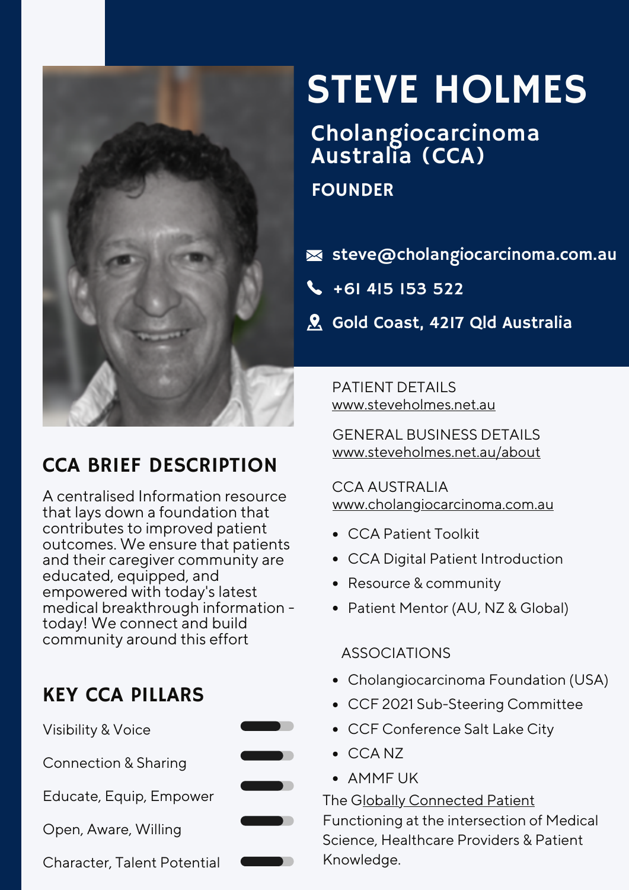# STEVE HOLMES

## Cholangiocarcinoma Australia (CCA)

**FOUNDER**

steve@cholangiocarcinoma.com.au

+61 415 153 522

Gold Coast, 4217 Qld Australia

PATIENT DETAILS
www.steveholmes.net.au

GENERAL BUSINESS DETAILS
www.steveholmes.net.au/about

CCA AUSTRALIA
www.cholangiocarcinoma.com.au

- CCA Patient Toolkit
- CCA Digital Patient Introduction
- Resource & community
- Patient Mentor (AU, NZ & Global)

ASSOCIATIONS

- Cholangiocarcinoma Foundation (USA)
- CCF 2021 Sub-Steering Committee
- CCF Conference Salt Lake City
- CCA NZ
- AMMF UK

The Globally Connected Patient
Functioning at the intersection of Medical Science, Healthcare Providers & Patient Knowledge.

## CCA BRIEF DESCRIPTION

A centralised Information resource that lays down a foundation that contributes to improved patient outcomes. We ensure that patients and their caregiver community are educated, equipped, and empowered with today's latest medical breakthrough information - today! We connect and build community around this effort

## KEY CCA PILLARS

- Visibility & Voice
- Connection & Sharing
- Educate, Equip, Empower
- Open, Aware, Willing
- Character, Talent Potential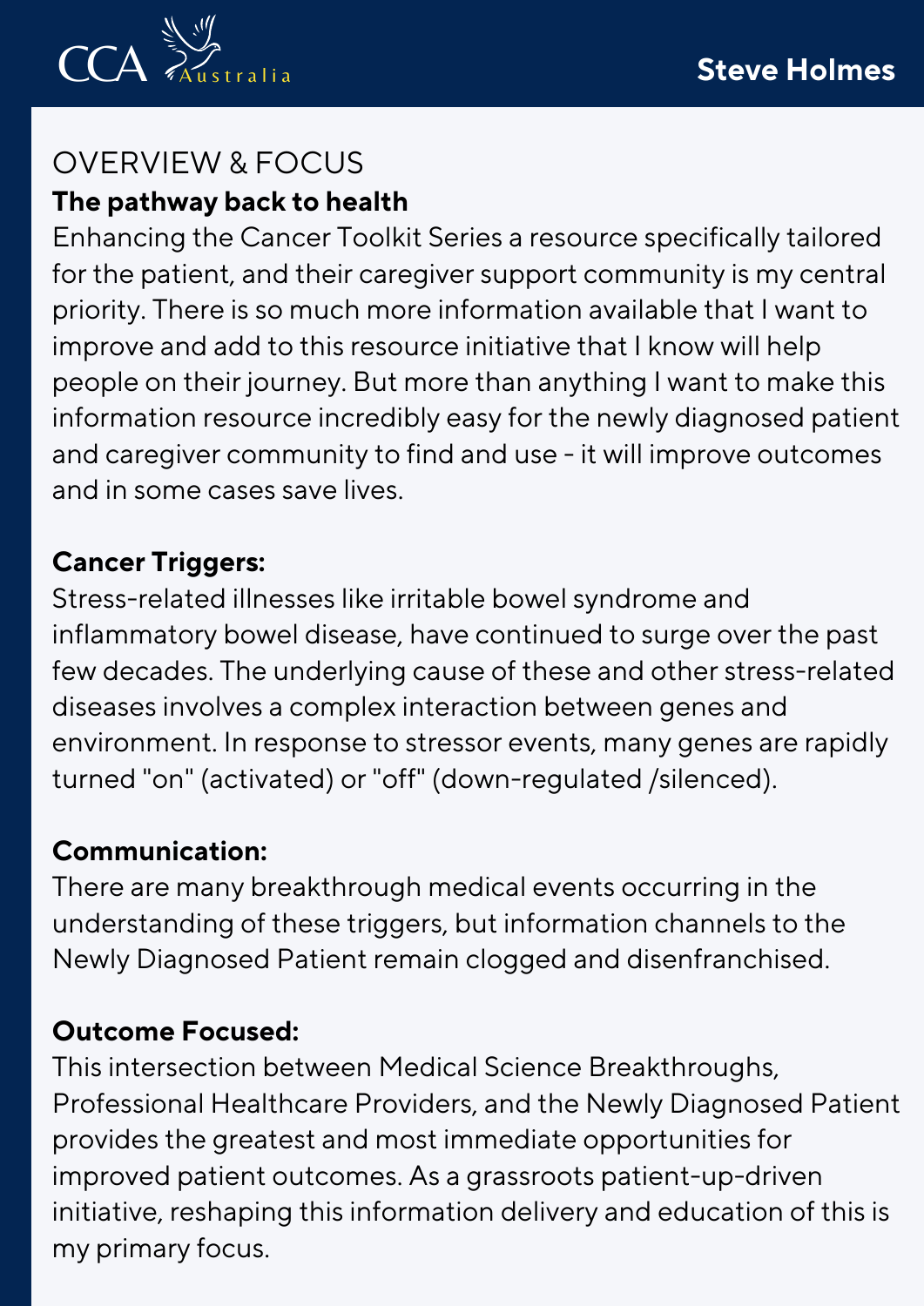## OVERVIEW & FOCUS

**The pathway back to health**

Enhancing the Cancer Toolkit Series a resource specifically tailored for the patient, and their caregiver support community is my central priority. There is so much more information available that I want to improve and add to this resource initiative that I know will help people on their journey. But more than anything I want to make this information resource incredibly easy for the newly diagnosed patient and caregiver community to find and use - it will improve outcomes and in some cases save lives.

**Cancer Triggers:**

Stress-related illnesses like irritable bowel syndrome and inflammatory bowel disease, have continued to surge over the past few decades. The underlying cause of these and other stress-related diseases involves a complex interaction between genes and environment. In response to stressor events, many genes are rapidly turned "on" (activated) or "off" (down-regulated /silenced).

**Communication:**

There are many breakthrough medical events occurring in the understanding of these triggers, but information channels to the Newly Diagnosed Patient remain clogged and disenfranchised.

**Outcome Focused:**

This intersection between Medical Science Breakthroughs, Professional Healthcare Providers, and the Newly Diagnosed Patient provides the greatest and most immediate opportunities for improved patient outcomes. As a grassroots patient-up-driven initiative, reshaping this information delivery and education of this is my primary focus.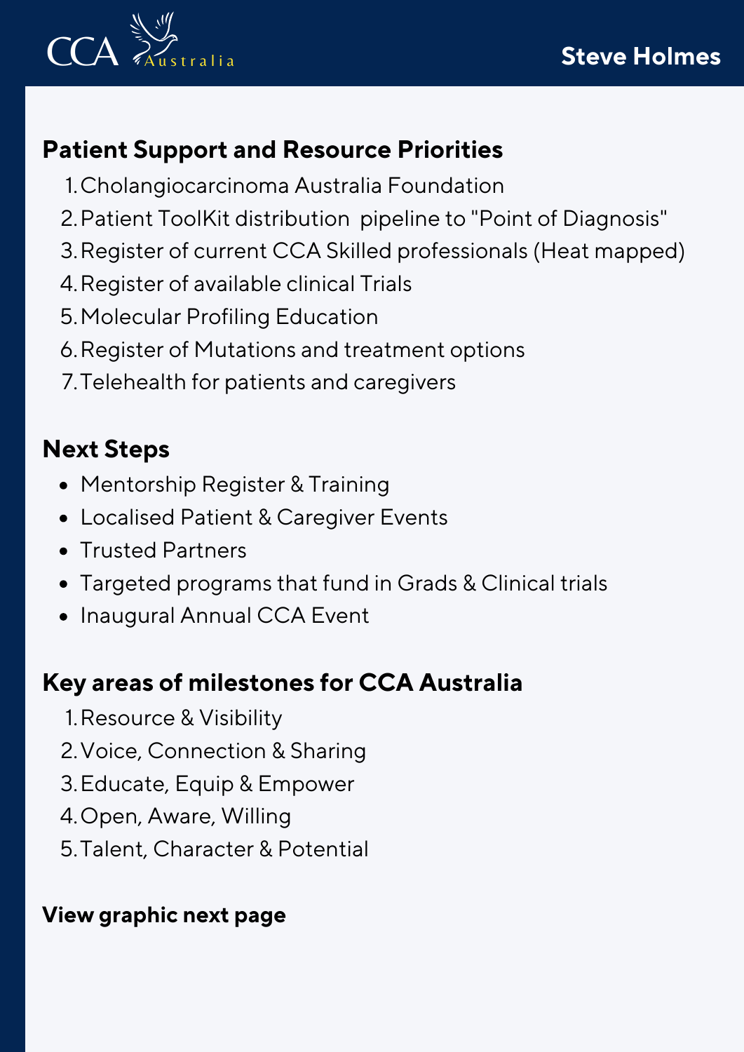## Patient Support and Resource Priorities

1. Cholangiocarcinoma Australia Foundation
2. Patient ToolKit distribution pipeline to "Point of Diagnosis"
3. Register of current CCA Skilled professionals (Heat mapped)
4. Register of available clinical Trials
5. Molecular Profiling Education
6. Register of Mutations and treatment options
7. Telehealth for patients and caregivers

## Next Steps

- Mentorship Register & Training
- Localised Patient & Caregiver Events
- Trusted Partners
- Targeted programs that fund in Grads & Clinical trials
- Inaugural Annual CCA Event

## Key areas of milestones for CCA Australia

1. Resource & Visibility
2. Voice, Connection & Sharing
3. Educate, Equip & Empower
4. Open, Aware, Willing
5. Talent, Character & Potential

**View graphic next page**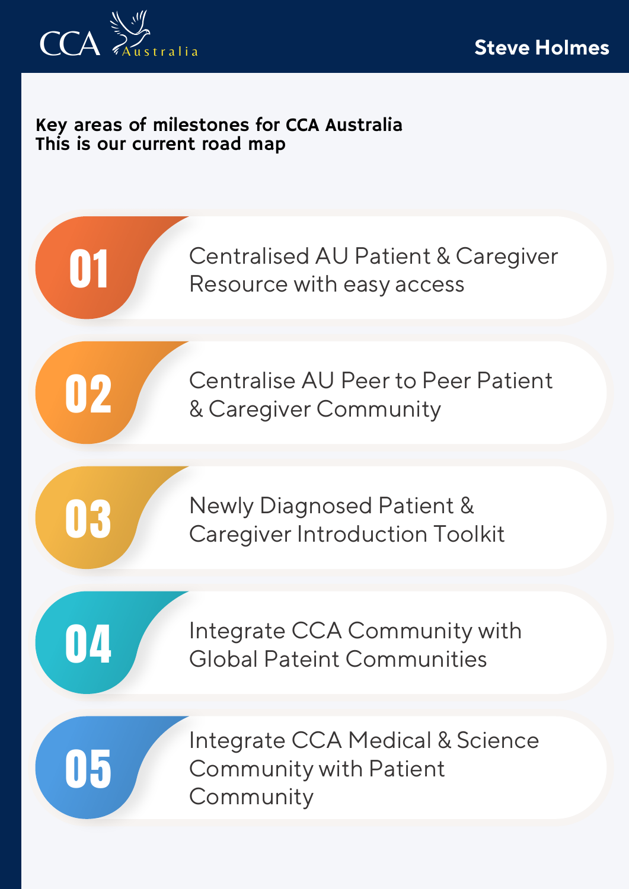**Key areas of milestones for CCA Australia**
**This is our current road map**

01. Centralised AU Patient & Caregiver Resource with easy access
02. Centralise AU Peer to Peer Patient & Caregiver Community
03. Newly Diagnosed Patient & Caregiver Introduction Toolkit
04. Integrate CCA Community with Global Pateint Communities
05. Integrate CCA Medical & Science Community with Patient Community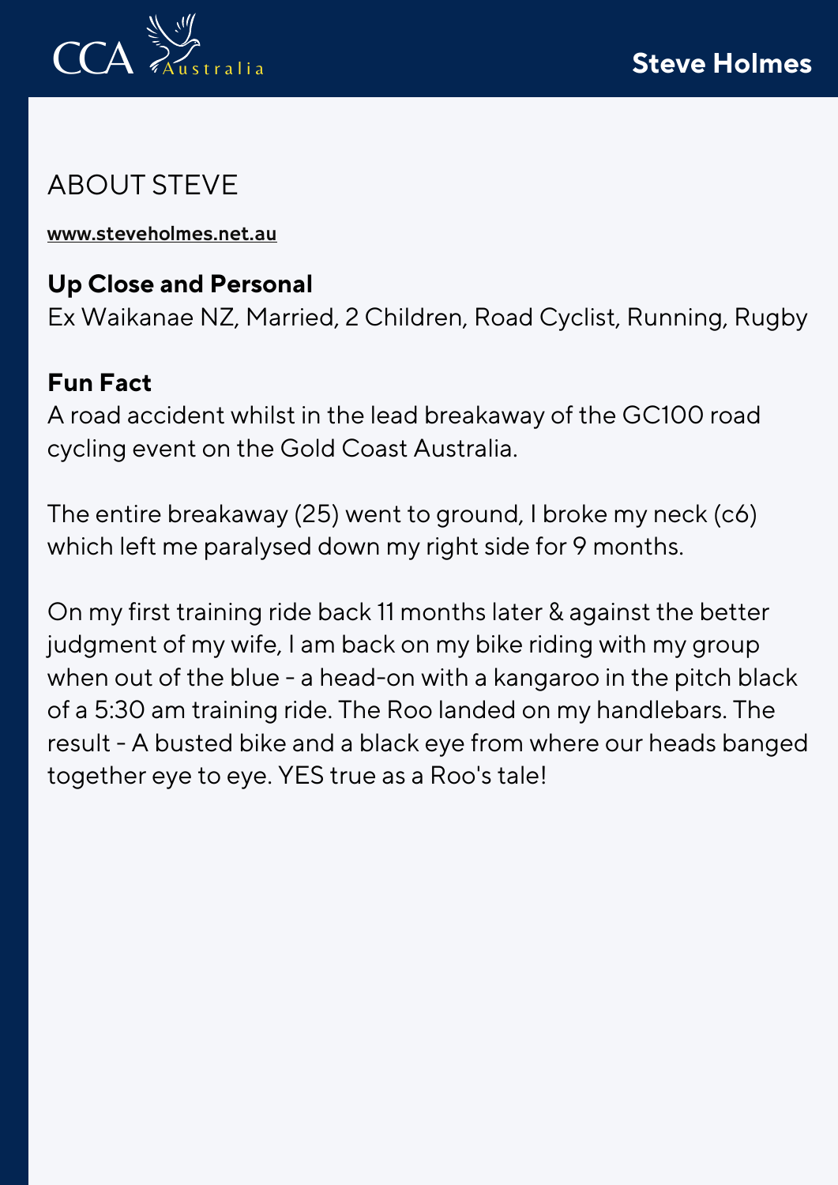# Steve Holmes

## ABOUT STEVE

www.steveholmes.net.au

**Up Close and Personal**
Ex Waikanae NZ, Married, 2 Children, Road Cyclist, Running, Rugby

**Fun Fact**
A road accident whilst in the lead breakaway of the GC100 road cycling event on the Gold Coast Australia.

The entire breakaway (25) went to ground, I broke my neck (c6) which left me paralysed down my right side for 9 months.

On my first training ride back 11 months later & against the better judgment of my wife, I am back on my bike riding with my group when out of the blue - a head-on with a kangaroo in the pitch black of a 5:30 am training ride. The Roo landed on my handlebars. The result - A busted bike and a black eye from where our heads banged together eye to eye. YES true as a Roo's tale!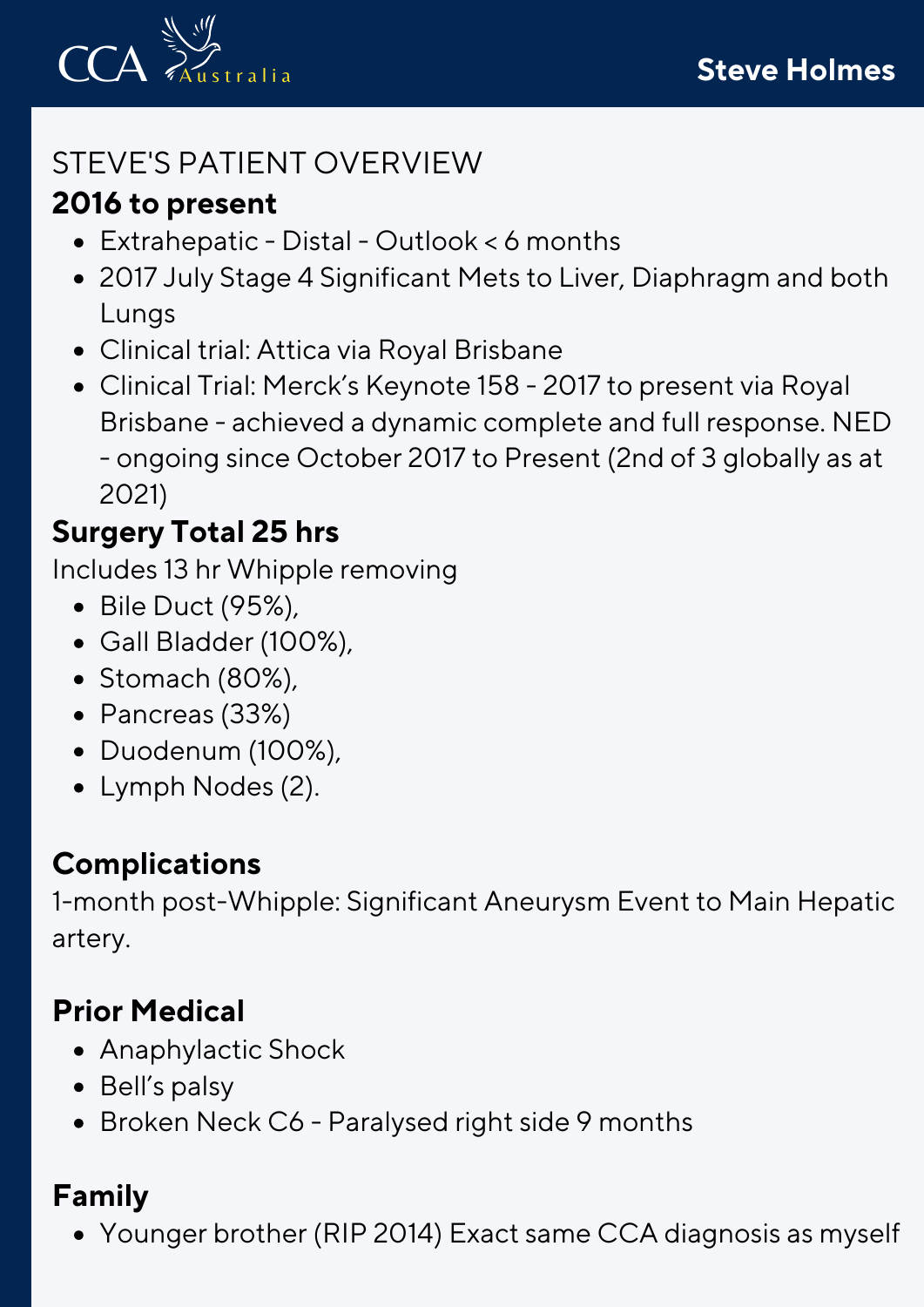STEVE'S PATIENT OVERVIEW

**2016 to present**

- Extrahepatic - Distal - Outlook < 6 months
- 2017 July Stage 4 Significant Mets to Liver, Diaphragm and both Lungs
- Clinical trial: Attica via Royal Brisbane
- Clinical Trial: Merck's Keynote 158 - 2017 to present via Royal Brisbane - achieved a dynamic complete and full response. NED - ongoing since October 2017 to Present (2nd of 3 globally as at 2021)

**Surgery Total 25 hrs**

Includes 13 hr Whipple removing

- Bile Duct (95%),
- Gall Bladder (100%),
- Stomach (80%),
- Pancreas (33%)
- Duodenum (100%),
- Lymph Nodes (2).

**Complications**

1-month post-Whipple: Significant Aneurysm Event to Main Hepatic artery.

**Prior Medical**

- Anaphylactic Shock
- Bell's palsy
- Broken Neck C6 - Paralysed right side 9 months

**Family**

- Younger brother (RIP 2014) Exact same CCA diagnosis as myself